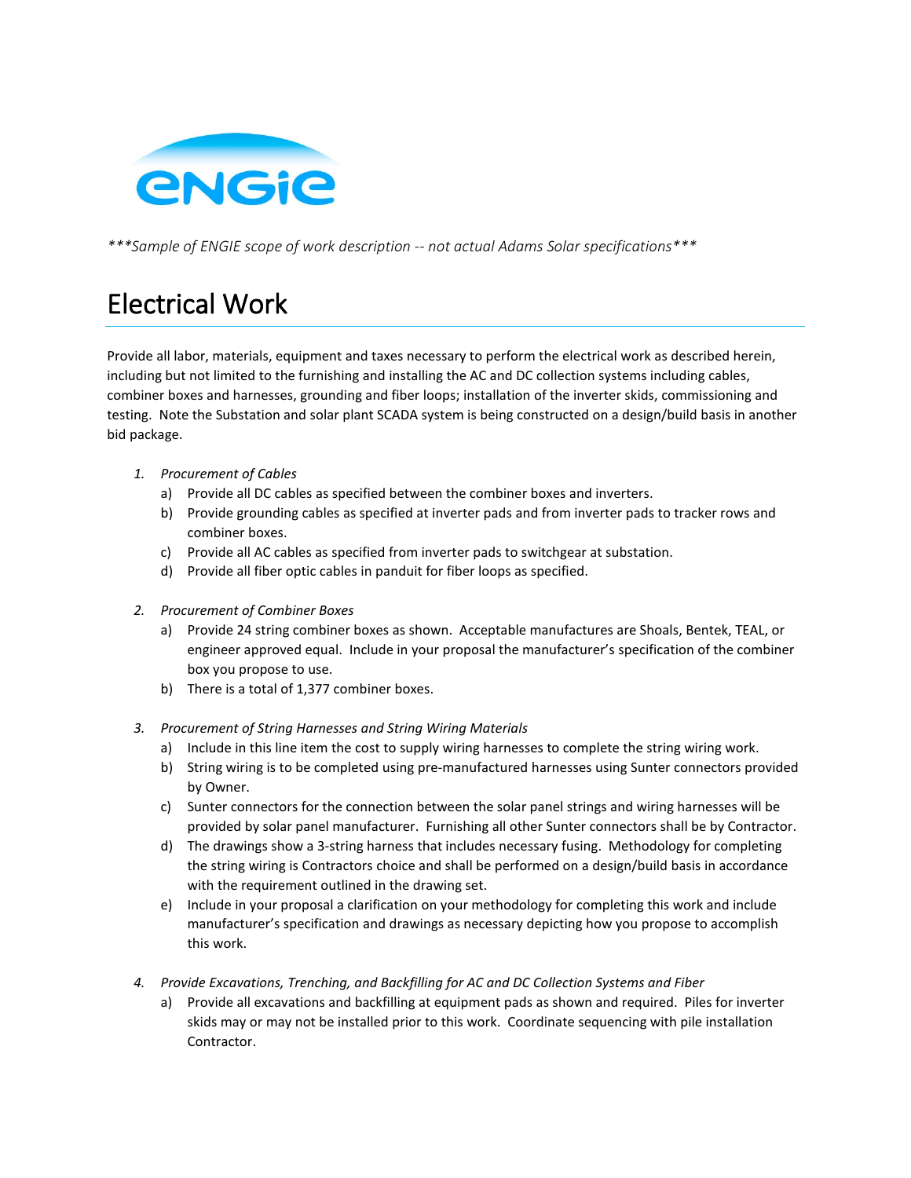ENGIE

*\*\*\*Sample of ENGIE scope of work description -- not actual Adams Solar specifications\*\*\**

# Electrical Work

Provide all labor, materials, equipment and taxes necessary to perform the electrical work as described herein, including but not limited to the furnishing and installing the AC and DC collection systems including cables, combiner boxes and harnesses, grounding and fiber loops; installation of the inverter skids, commissioning and testing. Note the Substation and solar plant SCADA system is being constructed on a design/build basis in another bid package.

1. *Procurement of Cables*
   a) Provide all DC cables as specified between the combiner boxes and inverters.
   b) Provide grounding cables as specified at inverter pads and from inverter pads to tracker rows and combiner boxes.
   c) Provide all AC cables as specified from inverter pads to switchgear at substation.
   d) Provide all fiber optic cables in panduit for fiber loops as specified.

2. *Procurement of Combiner Boxes*
   a) Provide 24 string combiner boxes as shown. Acceptable manufactures are Shoals, Bentek, TEAL, or engineer approved equal. Include in your proposal the manufacturer's specification of the combiner box you propose to use.
   b) There is a total of 1,377 combiner boxes.

3. *Procurement of String Harnesses and String Wiring Materials*
   a) Include in this line item the cost to supply wiring harnesses to complete the string wiring work.
   b) String wiring is to be completed using pre-manufactured harnesses using Sunter connectors provided by Owner.
   c) Sunter connectors for the connection between the solar panel strings and wiring harnesses will be provided by solar panel manufacturer. Furnishing all other Sunter connectors shall be by Contractor.
   d) The drawings show a 3-string harness that includes necessary fusing. Methodology for completing the string wiring is Contractors choice and shall be performed on a design/build basis in accordance with the requirement outlined in the drawing set.
   e) Include in your proposal a clarification on your methodology for completing this work and include manufacturer's specification and drawings as necessary depicting how you propose to accomplish this work.

4. *Provide Excavations, Trenching, and Backfilling for AC and DC Collection Systems and Fiber*
   a) Provide all excavations and backfilling at equipment pads as shown and required. Piles for inverter skids may or may not be installed prior to this work. Coordinate sequencing with pile installation Contractor.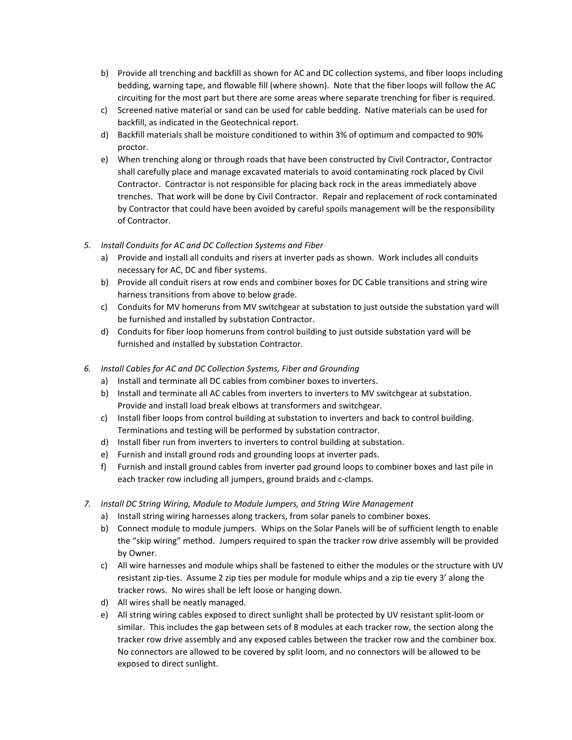b) Provide all trenching and backfill as shown for AC and DC collection systems, and fiber loops including bedding, warning tape, and flowable fill (where shown). Note that the fiber loops will follow the AC circuiting for the most part but there are some areas where separate trenching for fiber is required.

c) Screened native material or sand can be used for cable bedding. Native materials can be used for backfill, as indicated in the Geotechnical report.

d) Backfill materials shall be moisture conditioned to within 3% of optimum and compacted to 90% proctor.

e) When trenching along or through roads that have been constructed by Civil Contractor, Contractor shall carefully place and manage excavated materials to avoid contaminating rock placed by Civil Contractor. Contractor is not responsible for placing back rock in the areas immediately above trenches. That work will be done by Civil Contractor. Repair and replacement of rock contaminated by Contractor that could have been avoided by careful spoils management will be the responsibility of Contractor.

5. *Install Conduits for AC and DC Collection Systems and Fiber*
   a) Provide and install all conduits and risers at inverter pads as shown. Work includes all conduits necessary for AC, DC and fiber systems.
   b) Provide all conduit risers at row ends and combiner boxes for DC Cable transitions and string wire harness transitions from above to below grade.
   c) Conduits for MV homeruns from MV switchgear at substation to just outside the substation yard will be furnished and installed by substation Contractor.
   d) Conduits for fiber loop homeruns from control building to just outside substation yard will be furnished and installed by substation Contractor.

6. *Install Cables for AC and DC Collection Systems, Fiber and Grounding*
   a) Install and terminate all DC cables from combiner boxes to inverters.
   b) Install and terminate all AC cables from inverters to inverters to MV switchgear at substation. Provide and install load break elbows at transformers and switchgear.
   c) Install fiber loops from control building at substation to inverters and back to control building. Terminations and testing will be performed by substation contractor.
   d) Install fiber run from inverters to inverters to control building at substation.
   e) Furnish and install ground rods and grounding loops at inverter pads.
   f) Furnish and install ground cables from inverter pad ground loops to combiner boxes and last pile in each tracker row including all jumpers, ground braids and c-clamps.

7. *Install DC String Wiring, Module to Module Jumpers, and String Wire Management*
   a) Install string wiring harnesses along trackers, from solar panels to combiner boxes.
   b) Connect module to module jumpers. Whips on the Solar Panels will be of sufficient length to enable the "skip wiring" method. Jumpers required to span the tracker row drive assembly will be provided by Owner.
   c) All wire harnesses and module whips shall be fastened to either the modules or the structure with UV resistant zip-ties. Assume 2 zip ties per module for module whips and a zip tie every 3' along the tracker rows. No wires shall be left loose or hanging down.
   d) All wires shall be neatly managed.
   e) All string wiring cables exposed to direct sunlight shall be protected by UV resistant split-loom or similar. This includes the gap between sets of 8 modules at each tracker row, the section along the tracker row drive assembly and any exposed cables between the tracker row and the combiner box. No connectors are allowed to be covered by split loom, and no connectors will be allowed to be exposed to direct sunlight.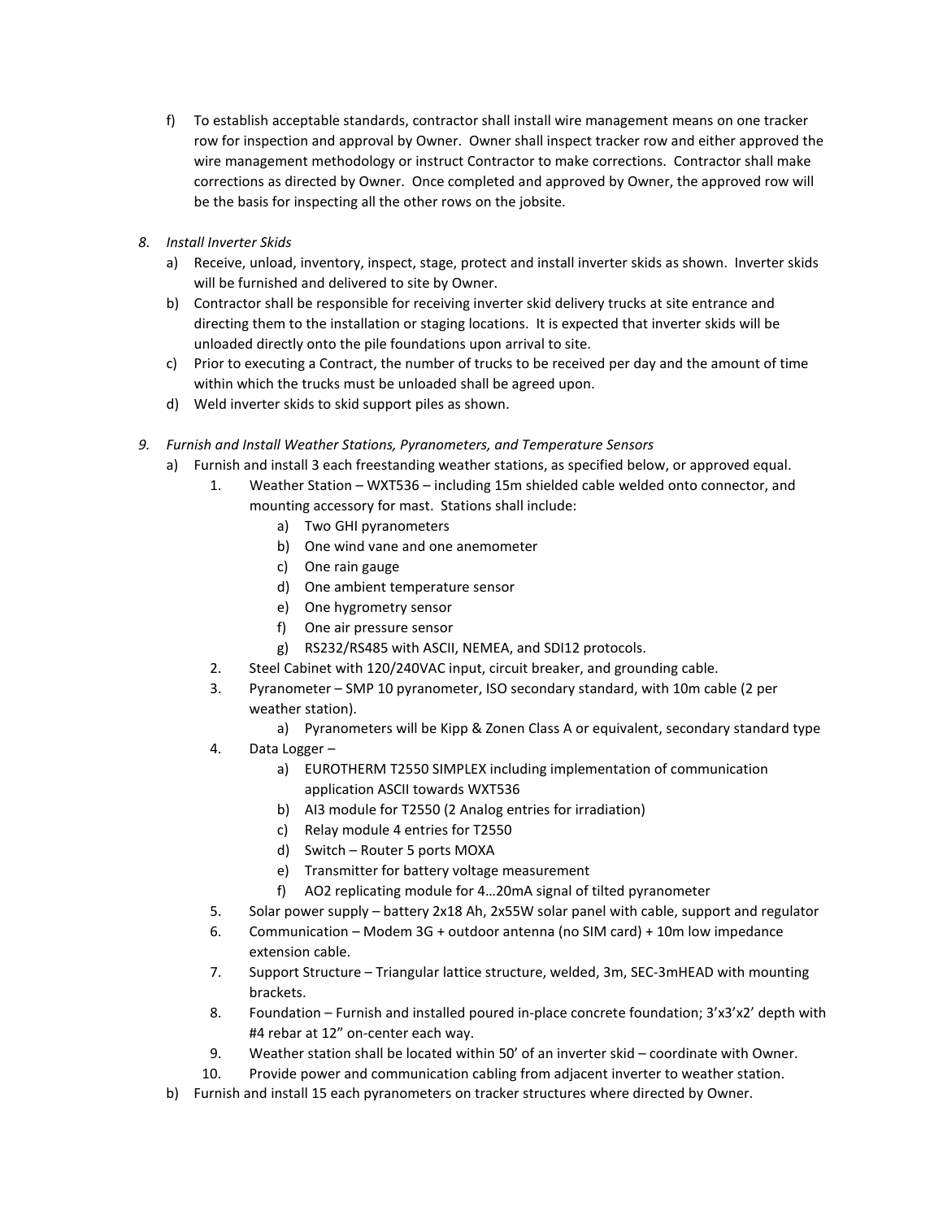f) To establish acceptable standards, contractor shall install wire management means on one tracker row for inspection and approval by Owner. Owner shall inspect tracker row and either approved the wire management methodology or instruct Contractor to make corrections. Contractor shall make corrections as directed by Owner. Once completed and approved by Owner, the approved row will be the basis for inspecting all the other rows on the jobsite.

8. *Install Inverter Skids*
   a) Receive, unload, inventory, inspect, stage, protect and install inverter skids as shown. Inverter skids will be furnished and delivered to site by Owner.
   b) Contractor shall be responsible for receiving inverter skid delivery trucks at site entrance and directing them to the installation or staging locations. It is expected that inverter skids will be unloaded directly onto the pile foundations upon arrival to site.
   c) Prior to executing a Contract, the number of trucks to be received per day and the amount of time within which the trucks must be unloaded shall be agreed upon.
   d) Weld inverter skids to skid support piles as shown.

9. *Furnish and Install Weather Stations, Pyranometers, and Temperature Sensors*
   a) Furnish and install 3 each freestanding weather stations, as specified below, or approved equal.
      1. Weather Station – WXT536 – including 15m shielded cable welded onto connector, and mounting accessory for mast. Stations shall include:
         a) Two GHI pyranometers
         b) One wind vane and one anemometer
         c) One rain gauge
         d) One ambient temperature sensor
         e) One hygrometry sensor
         f) One air pressure sensor
         g) RS232/RS485 with ASCII, NEMEA, and SDI12 protocols.
      2. Steel Cabinet with 120/240VAC input, circuit breaker, and grounding cable.
      3. Pyranometer – SMP 10 pyranometer, ISO secondary standard, with 10m cable (2 per weather station).
         a) Pyranometers will be Kipp & Zonen Class A or equivalent, secondary standard type
      4. Data Logger –
         a) EUROTHERM T2550 SIMPLEX including implementation of communication application ASCII towards WXT536
         b) AI3 module for T2550 (2 Analog entries for irradiation)
         c) Relay module 4 entries for T2550
         d) Switch – Router 5 ports MOXA
         e) Transmitter for battery voltage measurement
         f) AO2 replicating module for 4…20mA signal of tilted pyranometer
      5. Solar power supply – battery 2x18 Ah, 2x55W solar panel with cable, support and regulator
      6. Communication – Modem 3G + outdoor antenna (no SIM card) + 10m low impedance extension cable.
      7. Support Structure – Triangular lattice structure, welded, 3m, SEC-3mHEAD with mounting brackets.
      8. Foundation – Furnish and installed poured in-place concrete foundation; 3'x3'x2' depth with #4 rebar at 12" on-center each way.
      9. Weather station shall be located within 50' of an inverter skid – coordinate with Owner.
      10. Provide power and communication cabling from adjacent inverter to weather station.
   b) Furnish and install 15 each pyranometers on tracker structures where directed by Owner.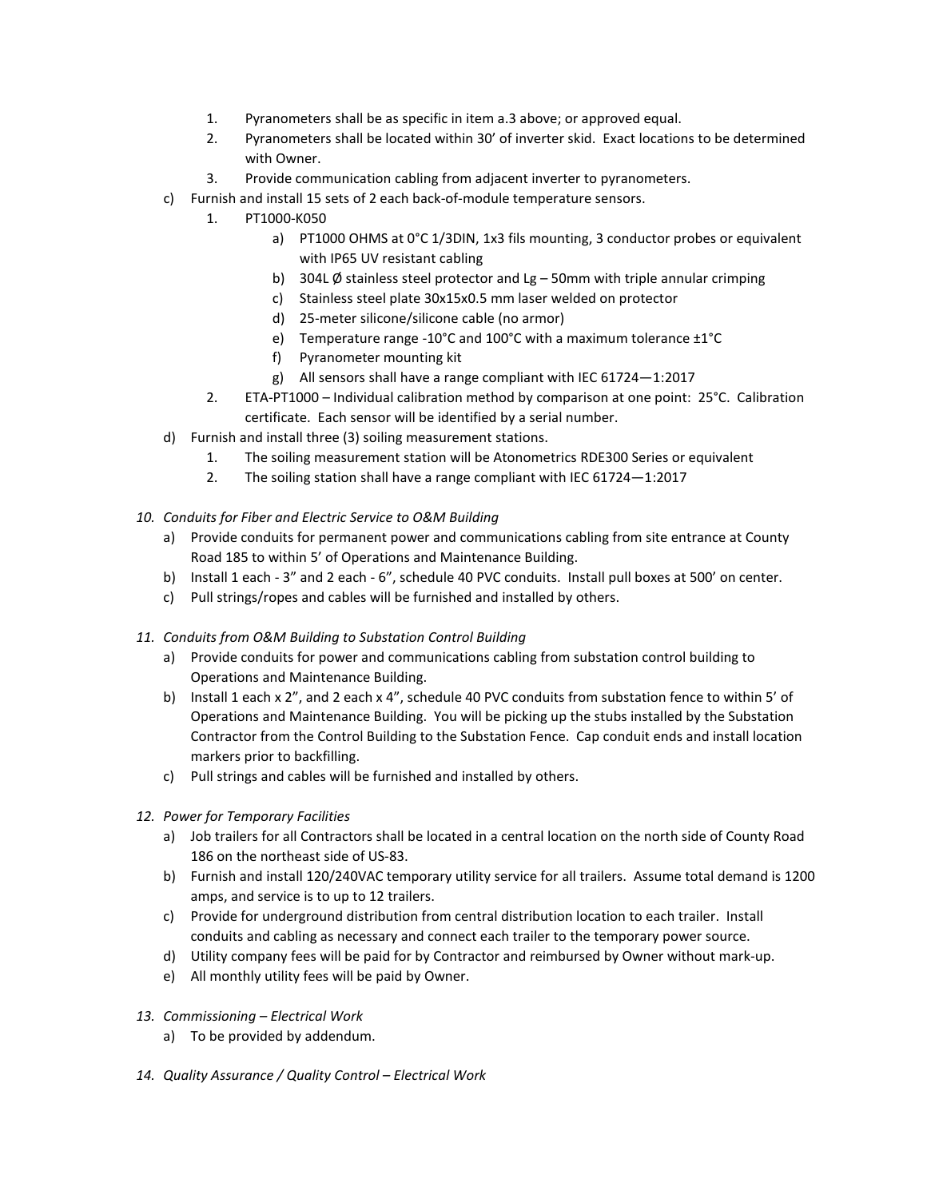1. Pyranometers shall be as specific in item a.3 above; or approved equal.
2. Pyranometers shall be located within 30' of inverter skid. Exact locations to be determined with Owner.
3. Provide communication cabling from adjacent inverter to pyranometers.

c) Furnish and install 15 sets of 2 each back-of-module temperature sensors.
  1. PT1000-K050
     a) PT1000 OHMS at 0°C 1/3DIN, 1x3 fils mounting, 3 conductor probes or equivalent with IP65 UV resistant cabling
     b) 304L Ø stainless steel protector and Lg – 50mm with triple annular crimping
     c) Stainless steel plate 30x15x0.5 mm laser welded on protector
     d) 25-meter silicone/silicone cable (no armor)
     e) Temperature range -10°C and 100°C with a maximum tolerance ±1°C
     f) Pyranometer mounting kit
     g) All sensors shall have a range compliant with IEC 61724—1:2017
  2. ETA-PT1000 – Individual calibration method by comparison at one point: 25°C. Calibration certificate. Each sensor will be identified by a serial number.

d) Furnish and install three (3) soiling measurement stations.
  1. The soiling measurement station will be Atonometrics RDE300 Series or equivalent
  2. The soiling station shall have a range compliant with IEC 61724—1:2017

*10. Conduits for Fiber and Electric Service to O&M Building*

a) Provide conduits for permanent power and communications cabling from site entrance at County Road 185 to within 5' of Operations and Maintenance Building.
b) Install 1 each - 3" and 2 each - 6", schedule 40 PVC conduits. Install pull boxes at 500' on center.
c) Pull strings/ropes and cables will be furnished and installed by others.

*11. Conduits from O&M Building to Substation Control Building*

a) Provide conduits for power and communications cabling from substation control building to Operations and Maintenance Building.
b) Install 1 each x 2", and 2 each x 4", schedule 40 PVC conduits from substation fence to within 5' of Operations and Maintenance Building. You will be picking up the stubs installed by the Substation Contractor from the Control Building to the Substation Fence. Cap conduit ends and install location markers prior to backfilling.
c) Pull strings and cables will be furnished and installed by others.

*12. Power for Temporary Facilities*

a) Job trailers for all Contractors shall be located in a central location on the north side of County Road 186 on the northeast side of US-83.
b) Furnish and install 120/240VAC temporary utility service for all trailers. Assume total demand is 1200 amps, and service is to up to 12 trailers.
c) Provide for underground distribution from central distribution location to each trailer. Install conduits and cabling as necessary and connect each trailer to the temporary power source.
d) Utility company fees will be paid for by Contractor and reimbursed by Owner without mark-up.
e) All monthly utility fees will be paid by Owner.

*13. Commissioning – Electrical Work*

a) To be provided by addendum.

*14. Quality Assurance / Quality Control – Electrical Work*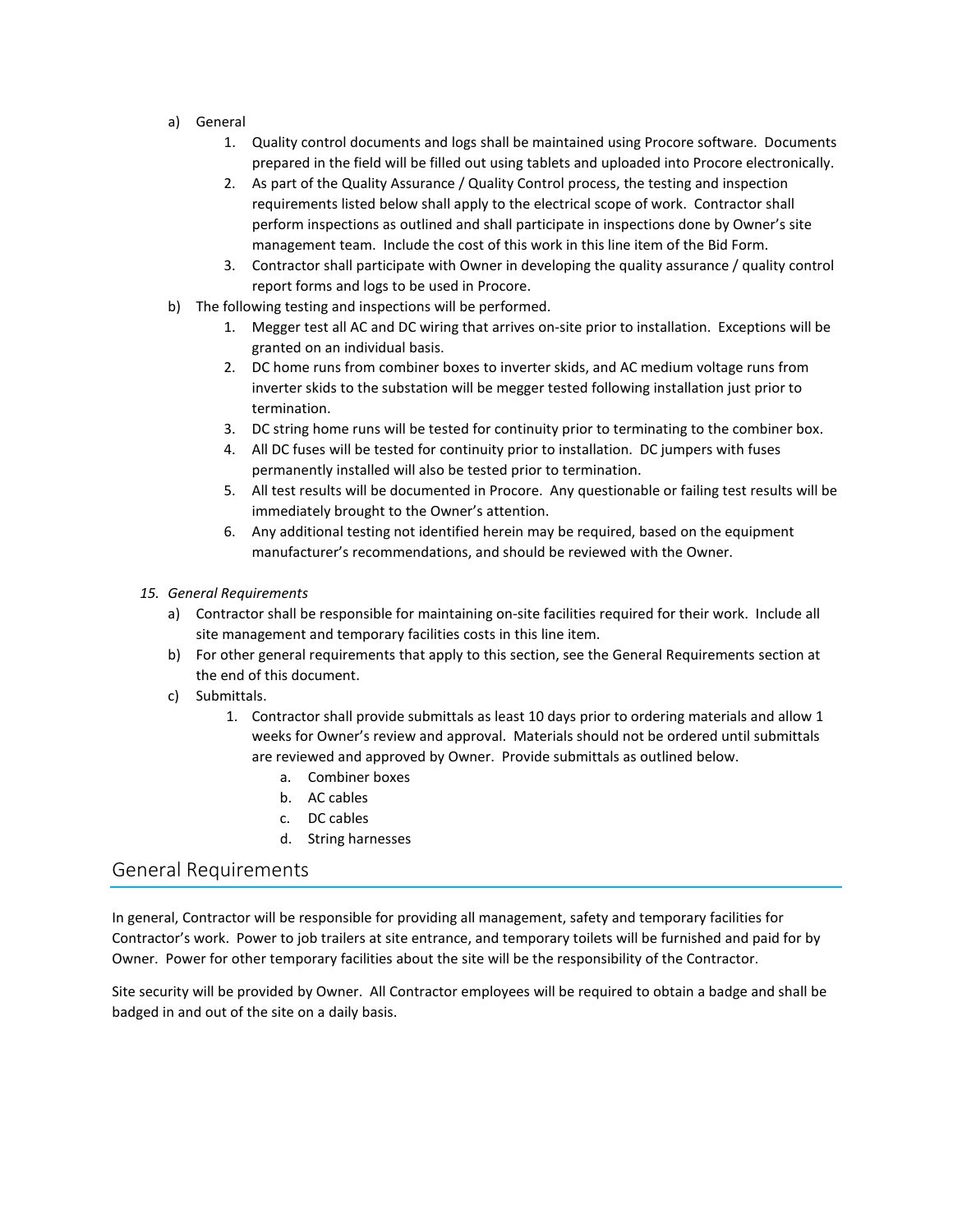a) General

   1. Quality control documents and logs shall be maintained using Procore software. Documents prepared in the field will be filled out using tablets and uploaded into Procore electronically.
   2. As part of the Quality Assurance / Quality Control process, the testing and inspection requirements listed below shall apply to the electrical scope of work. Contractor shall perform inspections as outlined and shall participate in inspections done by Owner's site management team. Include the cost of this work in this line item of the Bid Form.
   3. Contractor shall participate with Owner in developing the quality assurance / quality control report forms and logs to be used in Procore.

b) The following testing and inspections will be performed.

   1. Megger test all AC and DC wiring that arrives on-site prior to installation. Exceptions will be granted on an individual basis.
   2. DC home runs from combiner boxes to inverter skids, and AC medium voltage runs from inverter skids to the substation will be megger tested following installation just prior to termination.
   3. DC string home runs will be tested for continuity prior to terminating to the combiner box.
   4. All DC fuses will be tested for continuity prior to installation. DC jumpers with fuses permanently installed will also be tested prior to termination.
   5. All test results will be documented in Procore. Any questionable or failing test results will be immediately brought to the Owner's attention.
   6. Any additional testing not identified herein may be required, based on the equipment manufacturer's recommendations, and should be reviewed with the Owner.

*15. General Requirements*

a) Contractor shall be responsible for maintaining on-site facilities required for their work. Include all site management and temporary facilities costs in this line item.

b) For other general requirements that apply to this section, see the General Requirements section at the end of this document.

c) Submittals.

   1. Contractor shall provide submittals as least 10 days prior to ordering materials and allow 1 weeks for Owner's review and approval. Materials should not be ordered until submittals are reviewed and approved by Owner. Provide submittals as outlined below.
      a. Combiner boxes
      b. AC cables
      c. DC cables
      d. String harnesses

## General Requirements

In general, Contractor will be responsible for providing all management, safety and temporary facilities for Contractor's work. Power to job trailers at site entrance, and temporary toilets will be furnished and paid for by Owner. Power for other temporary facilities about the site will be the responsibility of the Contractor.

Site security will be provided by Owner. All Contractor employees will be required to obtain a badge and shall be badged in and out of the site on a daily basis.